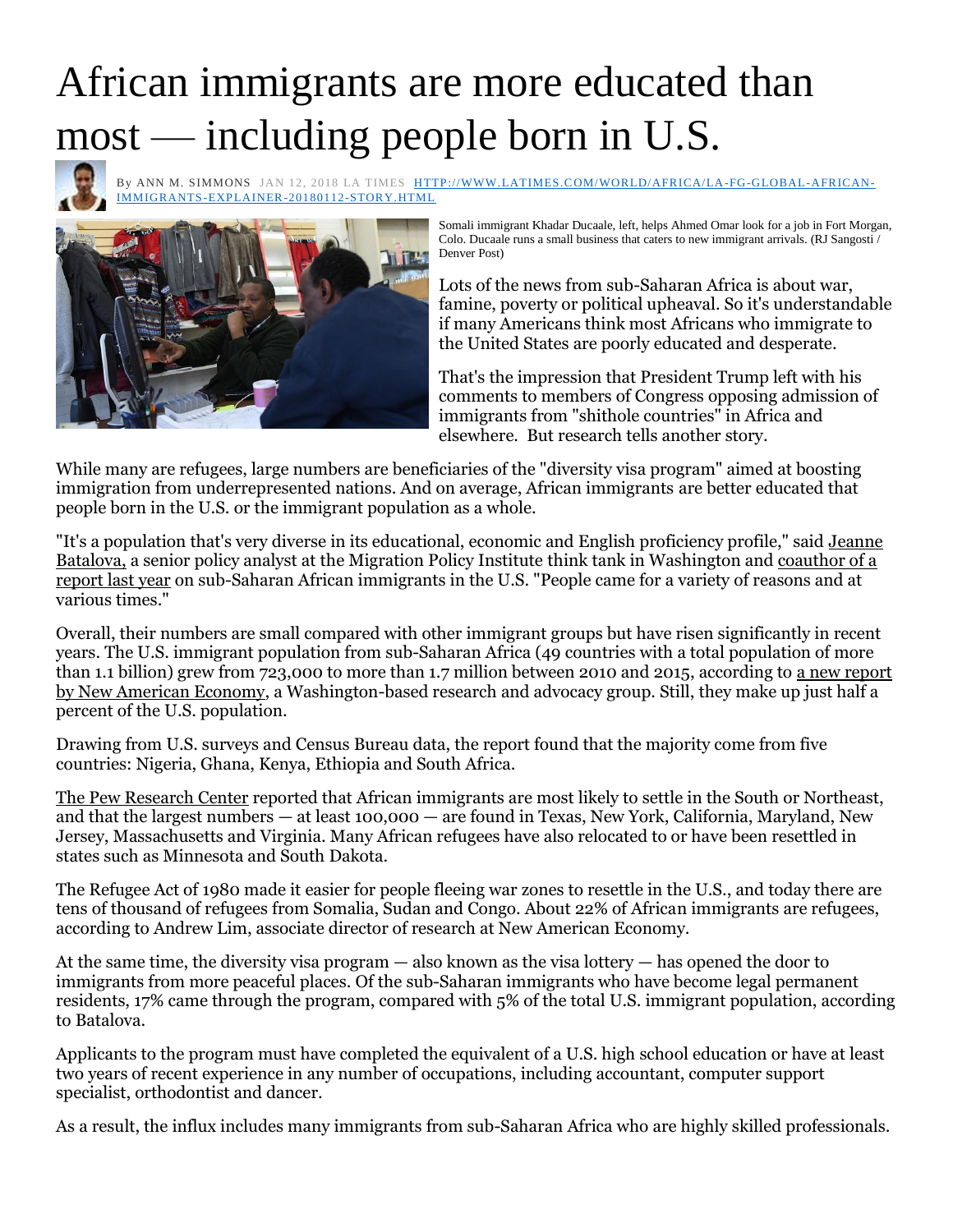# African immigrants are more educated than most — including people born in U.S.

By ANN M. SIMMONS JAN 12, 2018 LA TIMES [HTTP://WWW.LATIMES.COM/WORLD/AFRICA/LA-FG-GLOBAL-AFRICAN-IMMIGRANTS-EXPLAINER-20180112-STORY.HTML](HTTP://WWW.LATIMES.COM/WORLD/AFRICA/LA-FG-GLOBAL-AFRICAN-IMMIGRANTS-EXPLAINER-20180112-STORY.HTML)

Somali immigrant Khadar Ducaale, left, helps Ahmed Omar look for a job in Fort Morgan, Colo. Ducaale runs a small business that caters to new immigrant arrivals. (RJ Sangosti / Denver Post)

Lots of the news from sub-Saharan Africa is about war, famine, poverty or political upheaval. So it's understandable if many Americans think most Africans who immigrate to the United States are poorly educated and desperate.

That's the impression that President Trump left with his comments to members of Congress opposing admission of immigrants from "shithole countries" in Africa and elsewhere. But research tells another story.

While many are refugees, large numbers are beneficiaries of the "diversity visa program" aimed at boosting immigration from underrepresented nations. And on average, African immigrants are better educated that people born in the U.S. or the immigrant population as a whole.

"It's a population that's very diverse in its educational, economic and English proficiency profile," said Jeanne Batalova, a senior policy analyst at the Migration Policy Institute think tank in Washington and coauthor of a report last year on sub-Saharan African immigrants in the U.S. "People came for a variety of reasons and at various times."

Overall, their numbers are small compared with other immigrant groups but have risen significantly in recent years. The U.S. immigrant population from sub-Saharan Africa (49 countries with a total population of more than 1.1 billion) grew from 723,000 to more than 1.7 million between 2010 and 2015, according to a new report by New American Economy, a Washington-based research and advocacy group. Still, they make up just half a percent of the U.S. population.

Drawing from U.S. surveys and Census Bureau data, the report found that the majority come from five countries: Nigeria, Ghana, Kenya, Ethiopia and South Africa.

The Pew Research Center reported that African immigrants are most likely to settle in the South or Northeast, and that the largest numbers — at least 100,000 — are found in Texas, New York, California, Maryland, New Jersey, Massachusetts and Virginia. Many African refugees have also relocated to or have been resettled in states such as Minnesota and South Dakota.

The Refugee Act of 1980 made it easier for people fleeing war zones to resettle in the U.S., and today there are tens of thousand of refugees from Somalia, Sudan and Congo. About 22% of African immigrants are refugees, according to Andrew Lim, associate director of research at New American Economy.

At the same time, the diversity visa program — also known as the visa lottery — has opened the door to immigrants from more peaceful places. Of the sub-Saharan immigrants who have become legal permanent residents, 17% came through the program, compared with 5% of the total U.S. immigrant population, according to Batalova.

Applicants to the program must have completed the equivalent of a U.S. high school education or have at least two years of recent experience in any number of occupations, including accountant, computer support specialist, orthodontist and dancer.

As a result, the influx includes many immigrants from sub-Saharan Africa who are highly skilled professionals.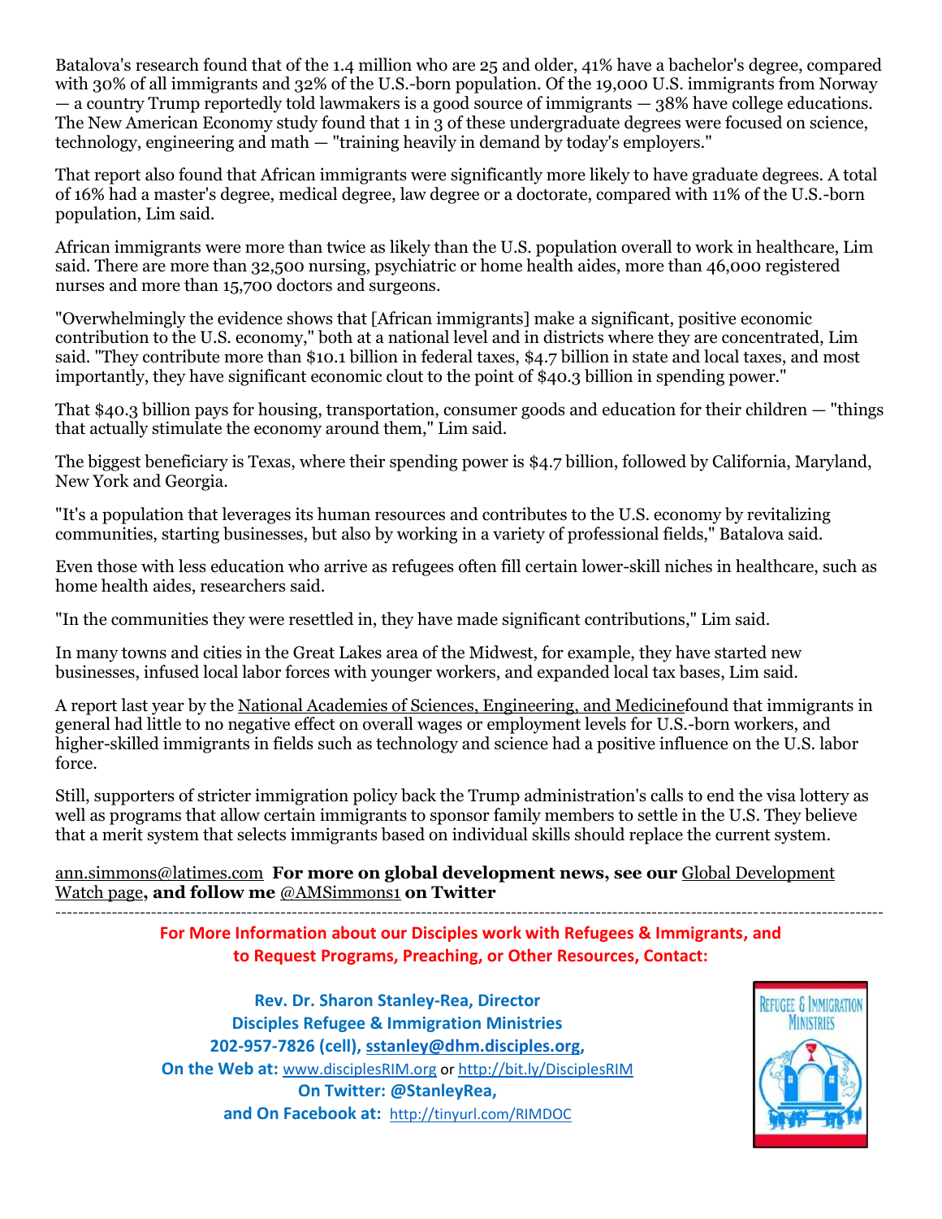Batalova's research found that of the 1.4 million who are 25 and older, 41% have a bachelor's degree, compared with 30% of all immigrants and 32% of the U.S.-born population. Of the 19,000 U.S. immigrants from Norway — a country Trump reportedly told lawmakers is a good source of immigrants — 38% have college educations. The New American Economy study found that 1 in 3 of these undergraduate degrees were focused on science, technology, engineering and math — "training heavily in demand by today's employers."

That report also found that African immigrants were significantly more likely to have graduate degrees. A total of 16% had a master's degree, medical degree, law degree or a doctorate, compared with 11% of the U.S.-born population, Lim said.

African immigrants were more than twice as likely than the U.S. population overall to work in healthcare, Lim said. There are more than 32,500 nursing, psychiatric or home health aides, more than 46,000 registered nurses and more than 15,700 doctors and surgeons.

"Overwhelmingly the evidence shows that [African immigrants] make a significant, positive economic contribution to the U.S. economy," both at a national level and in districts where they are concentrated, Lim said. "They contribute more than $10.1 billion in federal taxes, $4.7 billion in state and local taxes, and most importantly, they have significant economic clout to the point of $40.3 billion in spending power."

That $40.3 billion pays for housing, transportation, consumer goods and education for their children — "things that actually stimulate the economy around them," Lim said.

The biggest beneficiary is Texas, where their spending power is $4.7 billion, followed by California, Maryland, New York and Georgia.

"It's a population that leverages its human resources and contributes to the U.S. economy by revitalizing communities, starting businesses, but also by working in a variety of professional fields," Batalova said.

Even those with less education who arrive as refugees often fill certain lower-skill niches in healthcare, such as home health aides, researchers said.

"In the communities they were resettled in, they have made significant contributions," Lim said.

In many towns and cities in the Great Lakes area of the Midwest, for example, they have started new businesses, infused local labor forces with younger workers, and expanded local tax bases, Lim said.

A report last year by the National Academies of Sciences, Engineering, and Medicinefound that immigrants in general had little to no negative effect on overall wages or employment levels for U.S.-born workers, and higher-skilled immigrants in fields such as technology and science had a positive influence on the U.S. labor force.

Still, supporters of stricter immigration policy back the Trump administration's calls to end the visa lottery as well as programs that allow certain immigrants to sponsor family members to settle in the U.S. They believe that a merit system that selects immigrants based on individual skills should replace the current system.

ann.simmons@latimes.com **For more on global development news, see our** Global Development Watch page**, and follow me** @AMSimmons1 **on Twitter**

---

**For More Information about our Disciples work with Refugees & Immigrants, and to Request Programs, Preaching, or Other Resources, Contact:**

**Rev. Dr. Sharon Stanley-Rea, Director**
**Disciples Refugee & Immigration Ministries**
**202-957-7826 (cell), sstanley@dhm.disciples.org,**
**On the Web at:** www.disciplesRIM.org or http://bit.ly/DisciplesRIM
**On Twitter: @StanleyRea,**
**and On Facebook at:** http://tinyurl.com/RIMDOC

REFUGEE & IMMIGRATION MINISTRIES